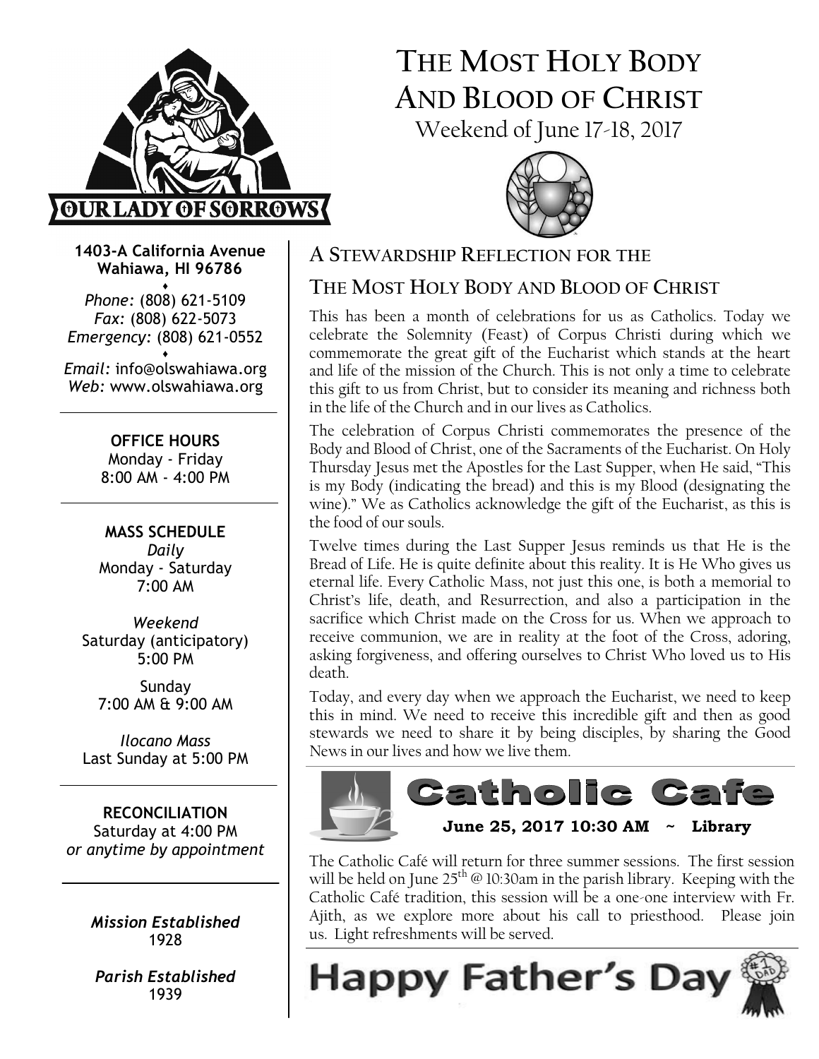OUR LADY OF SORROWS

# THE MOST HOLY BODY AND BLOOD OF CHRIST

Weekend of June 17-18, 2017

**1403-A California Avenue**
**Wahiawa, HI 96786**

♦

*Phone:* (808) 621-5109
*Fax:* (808) 622-5073
*Emergency:* (808) 621-0552

♦

*Email:* info@olswahiawa.org
*Web:* www.olswahiawa.org

**OFFICE HOURS**
Monday - Friday
8:00 AM - 4:00 PM

**MASS SCHEDULE**

*Daily*
Monday - Saturday
7:00 AM

*Weekend*
Saturday (anticipatory)
5:00 PM

Sunday
7:00 AM & 9:00 AM

*Ilocano Mass*
Last Sunday at 5:00 PM

**RECONCILIATION**
Saturday at 4:00 PM
*or anytime by appointment*

***Mission Established***
1928

***Parish Established***
1939

## A STEWARDSHIP REFLECTION FOR THE THE MOST HOLY BODY AND BLOOD OF CHRIST

This has been a month of celebrations for us as Catholics. Today we celebrate the Solemnity (Feast) of Corpus Christi during which we commemorate the great gift of the Eucharist which stands at the heart and life of the mission of the Church. This is not only a time to celebrate this gift to us from Christ, but to consider its meaning and richness both in the life of the Church and in our lives as Catholics.

The celebration of Corpus Christi commemorates the presence of the Body and Blood of Christ, one of the Sacraments of the Eucharist. On Holy Thursday Jesus met the Apostles for the Last Supper, when He said, "This is my Body (indicating the bread) and this is my Blood (designating the wine)." We as Catholics acknowledge the gift of the Eucharist, as this is the food of our souls.

Twelve times during the Last Supper Jesus reminds us that He is the Bread of Life. He is quite definite about this reality. It is He Who gives us eternal life. Every Catholic Mass, not just this one, is both a memorial to Christ's life, death, and Resurrection, and also a participation in the sacrifice which Christ made on the Cross for us. When we approach to receive communion, we are in reality at the foot of the Cross, adoring, asking forgiveness, and offering ourselves to Christ Who loved us to His death.

Today, and every day when we approach the Eucharist, we need to keep this in mind. We need to receive this incredible gift and then as good stewards we need to share it by being disciples, by sharing the Good News in our lives and how we live them.

## Catholic Cafe

**June 25, 2017 10:30 AM ~ Library**

The Catholic Café will return for three summer sessions. The first session will be held on June 25th @ 10:30am in the parish library. Keeping with the Catholic Café tradition, this session will be a one-one interview with Fr. Ajith, as we explore more about his call to priesthood. Please join us. Light refreshments will be served.

## Happy Father's Day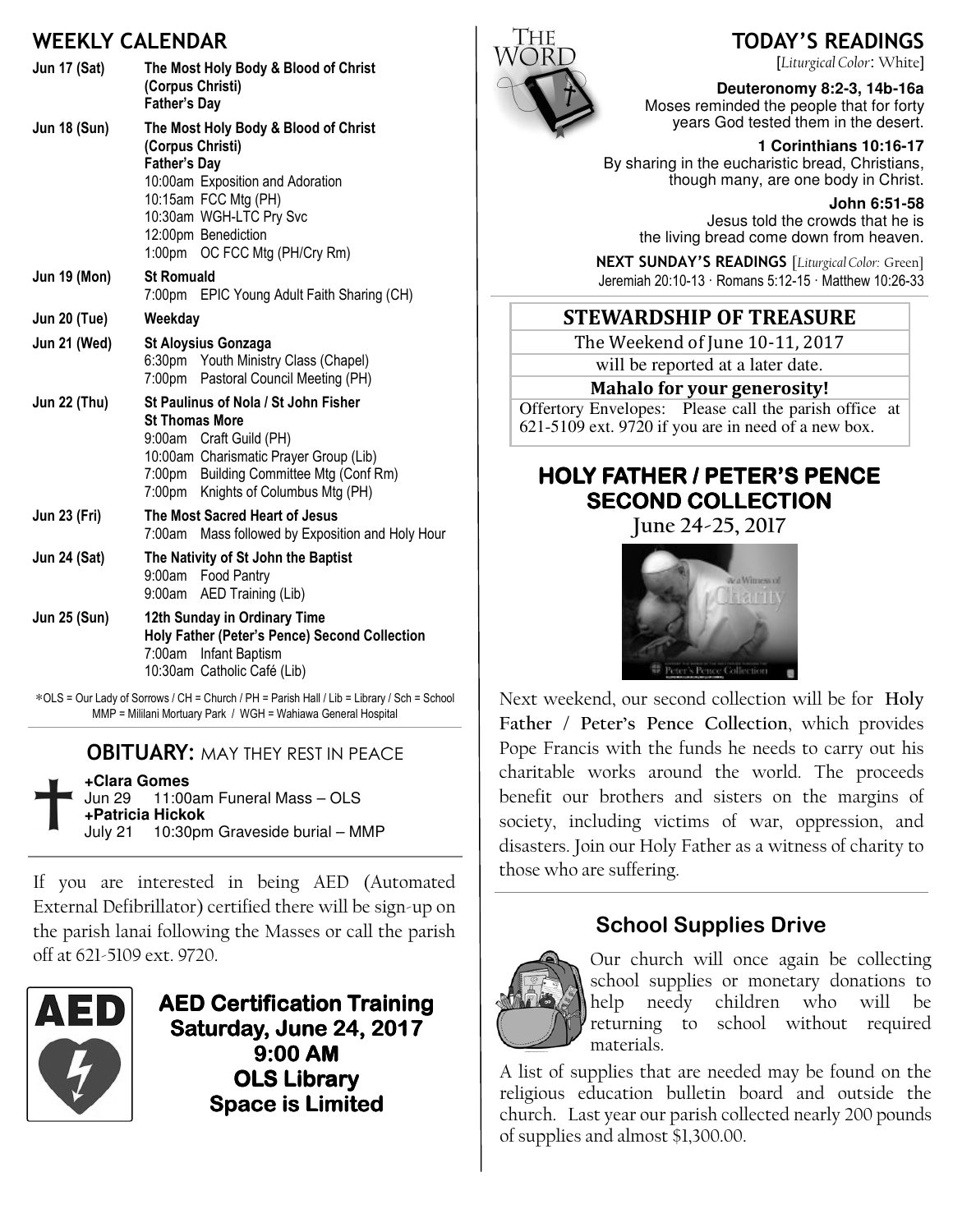## WEEKLY CALENDAR

| | |
|---|---|
| **Jun 17 (Sat)** | **The Most Holy Body & Blood of Christ (Corpus Christi)**<br>**Father's Day** |
| **Jun 18 (Sun)** | **The Most Holy Body & Blood of Christ (Corpus Christi)**<br>**Father's Day**<br>10:00am Exposition and Adoration<br>10:15am FCC Mtg (PH)<br>10:30am WGH-LTC Pry Svc<br>12:00pm Benediction<br>1:00pm OC FCC Mtg (PH/Cry Rm) |
| **Jun 19 (Mon)** | **St Romuald**<br>7:00pm EPIC Young Adult Faith Sharing (CH) |
| **Jun 20 (Tue)** | **Weekday** |
| **Jun 21 (Wed)** | **St Aloysius Gonzaga**<br>6:30pm Youth Ministry Class (Chapel)<br>7:00pm Pastoral Council Meeting (PH) |
| **Jun 22 (Thu)** | **St Paulinus of Nola / St John Fisher**<br>**St Thomas More**<br>9:00am Craft Guild (PH)<br>10:00am Charismatic Prayer Group (Lib)<br>7:00pm Building Committee Mtg (Conf Rm)<br>7:00pm Knights of Columbus Mtg (PH) |
| **Jun 23 (Fri)** | **The Most Sacred Heart of Jesus**<br>7:00am Mass followed by Exposition and Holy Hour |
| **Jun 24 (Sat)** | **The Nativity of St John the Baptist**<br>9:00am Food Pantry<br>9:00am AED Training (Lib) |
| **Jun 25 (Sun)** | **12th Sunday in Ordinary Time**<br>**Holy Father (Peter's Pence) Second Collection**<br>7:00am Infant Baptism<br>10:30am Catholic Café (Lib) |

*OLS = Our Lady of Sorrows / CH = Church / PH = Parish Hall / Lib = Library / Sch = School
MMP = Mililani Mortuary Park / WGH = Wahiawa General Hospital

## OBITUARY: MAY THEY REST IN PEACE

**+Clara Gomes**
Jun 29 11:00am Funeral Mass – OLS
**+Patricia Hickok**
July 21 10:30pm Graveside burial – MMP

If you are interested in being AED (Automated External Defibrillator) certified there will be sign-up on the parish lanai following the Masses or call the parish off at 621-5109 ext. 9720.

**AED Certification Training**
**Saturday, June 24, 2017**
**9:00 AM**
**OLS Library**
**Space is Limited**

## TODAY'S READINGS

[*Liturgical Color*: White]

**Deuteronomy 8:2-3, 14b-16a**
Moses reminded the people that for forty years God tested them in the desert.

**1 Corinthians 10:16-17**
By sharing in the eucharistic bread, Christians, though many, are one body in Christ.

**John 6:51-58**
Jesus told the crowds that he is the living bread come down from heaven.

**NEXT SUNDAY'S READINGS** [*Liturgical Color:* Green]
Jeremiah 20:10-13 · Romans 5:12-15 · Matthew 10:26-33

## STEWARDSHIP OF TREASURE

The Weekend of June 10-11, 2017
will be reported at a later date.
**Mahalo for your generosity!**

Offertory Envelopes: Please call the parish office at 621-5109 ext. 9720 if you are in need of a new box.

## HOLY FATHER / PETER'S PENCE SECOND COLLECTION

**June 24-25, 2017**

Next weekend, our second collection will be for **Holy Father / Peter's Pence Collection**, which provides Pope Francis with the funds he needs to carry out his charitable works around the world. The proceeds benefit our brothers and sisters on the margins of society, including victims of war, oppression, and disasters. Join our Holy Father as a witness of charity to those who are suffering.

## School Supplies Drive

Our church will once again be collecting school supplies or monetary donations to help needy children who will be returning to school without required materials.

A list of supplies that are needed may be found on the religious education bulletin board and outside the church. Last year our parish collected nearly 200 pounds of supplies and almost $1,300.00.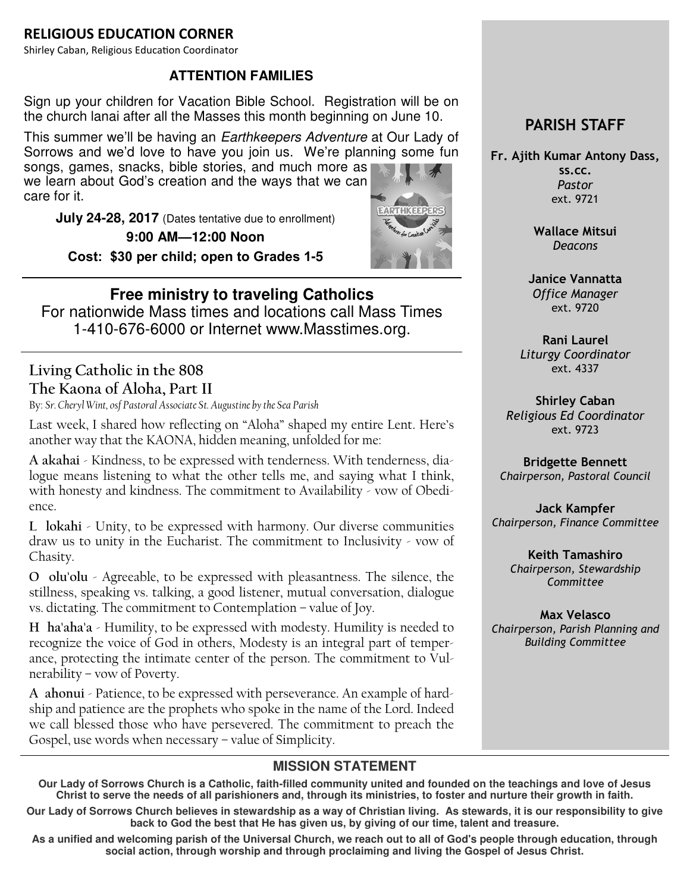## RELIGIOUS EDUCATION CORNER

Shirley Caban, Religious Education Coordinator

### ATTENTION FAMILIES

Sign up your children for Vacation Bible School. Registration will be on the church lanai after all the Masses this month beginning on June 10.

This summer we'll be having an *Earthkeepers Adventure* at Our Lady of Sorrows and we'd love to have you join us. We're planning some fun songs, games, snacks, bible stories, and much more as we learn about God's creation and the ways that we can care for it.

**July 24-28, 2017** (Dates tentative due to enrollment)

**9:00 AM—12:00 Noon**

**Cost: $30 per child; open to Grades 1-5**

---

### Free ministry to traveling Catholics

For nationwide Mass times and locations call Mass Times 1-410-676-6000 or Internet www.Masstimes.org.

---

## Living Catholic in the 808
## The Kaona of Aloha, Part II

*By: Sr. Cheryl Wint, osf Pastoral Associate St. Augustine by the Sea Parish*

Last week, I shared how reflecting on "Aloha" shaped my entire Lent. Here's another way that the KAONA, hidden meaning, unfolded for me:

**A akahai** - Kindness, to be expressed with tenderness. With tenderness, dialogue means listening to what the other tells me, and saying what I think, with honesty and kindness. The commitment to Availability - vow of Obedience.

**L lokahi** - Unity, to be expressed with harmony. Our diverse communities draw us to unity in the Eucharist. The commitment to Inclusivity - vow of Chasity.

**O olu'olu** - Agreeable, to be expressed with pleasantness. The silence, the stillness, speaking vs. talking, a good listener, mutual conversation, dialogue vs. dictating. The commitment to Contemplation – value of Joy.

**H ha'aha'a** - Humility, to be expressed with modesty. Humility is needed to recognize the voice of God in others, Modesty is an integral part of temperance, protecting the intimate center of the person. The commitment to Vulnerability – vow of Poverty.

**A ahonui** - Patience, to be expressed with perseverance. An example of hardship and patience are the prophets who spoke in the name of the Lord. Indeed we call blessed those who have persevered. The commitment to preach the Gospel, use words when necessary – value of Simplicity.

## PARISH STAFF

**Fr. Ajith Kumar Antony Dass, ss.cc.**
*Pastor*
ext. 9721

**Wallace Mitsui**
*Deacons*

**Janice Vannatta**
*Office Manager*
ext. 9720

**Rani Laurel**
*Liturgy Coordinator*
ext. 4337

**Shirley Caban**
*Religious Ed Coordinator*
ext. 9723

**Bridgette Bennett**
*Chairperson, Pastoral Council*

**Jack Kampfer**
*Chairperson, Finance Committee*

**Keith Tamashiro**
*Chairperson, Stewardship Committee*

**Max Velasco**
*Chairperson, Parish Planning and Building Committee*

## MISSION STATEMENT

**Our Lady of Sorrows Church is a Catholic, faith-filled community united and founded on the teachings and love of Jesus Christ to serve the needs of all parishioners and, through its ministries, to foster and nurture their growth in faith.**

**Our Lady of Sorrows Church believes in stewardship as a way of Christian living. As stewards, it is our responsibility to give back to God the best that He has given us, by giving of our time, talent and treasure.**

**As a unified and welcoming parish of the Universal Church, we reach out to all of God's people through education, through social action, through worship and through proclaiming and living the Gospel of Jesus Christ.**